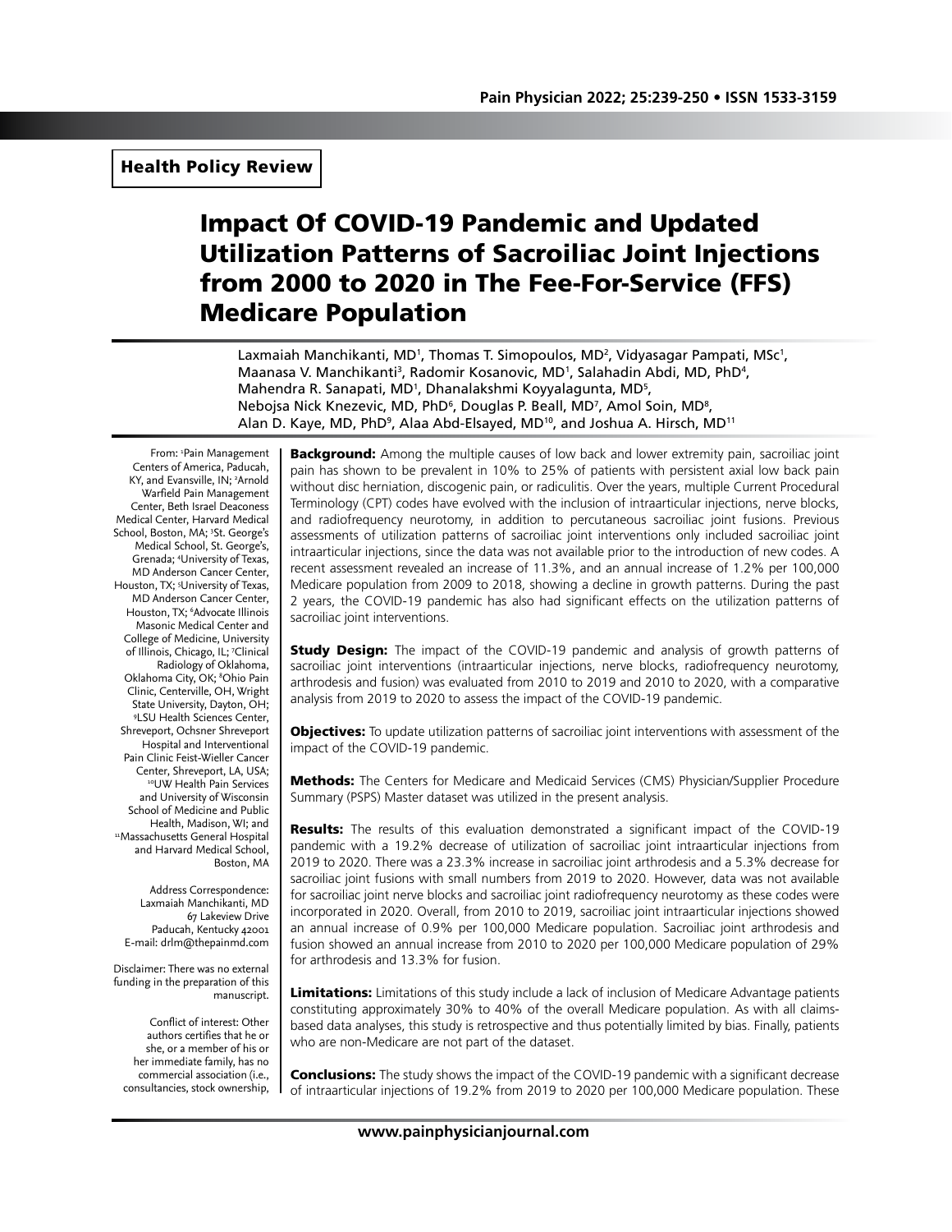Health Policy Review

# Impact Of COVID-19 Pandemic and Updated Utilization Patterns of Sacroiliac Joint Injections from 2000 to 2020 in The Fee-For-Service (FFS) Medicare Population

Laxmaiah Manchikanti, MD[1], Thomas T. Simopoulos, MD[2], Vidyasagar Pampati, MSc[1], Maanasa V. Manchikanti[3], Radomir Kosanovic, MD[1], Salahadin Abdi, MD, PhD[4], Mahendra R. Sanapati, MD[1], Dhanalakshmi Koyyalagunta, MD[5], Nebojsa Nick Knezevic, MD, PhD[6], Douglas P. Beall, MD[7], Amol Soin, MD[8], Alan D. Kaye, MD, PhD[9], Alaa Abd-Elsayed, MD[10], and Joshua A. Hirsch, MD[11]

From: [1]Pain Management Centers of America, Paducah, KY, and Evansville, IN; [2]Arnold Warfield Pain Management Center, Beth Israel Deaconess Medical Center, Harvard Medical School, Boston, MA; [3]St. George's Medical School, St. George's, Grenada; [4]University of Texas, MD Anderson Cancer Center, Houston, TX; [5]University of Texas, MD Anderson Cancer Center, Houston, TX; [6]Advocate Illinois Masonic Medical Center and College of Medicine, University of Illinois, Chicago, IL; [7]Clinical Radiology of Oklahoma, Oklahoma City, OK; [8]Ohio Pain Clinic, Centerville, OH, Wright State University, Dayton, OH; [9]LSU Health Sciences Center, Shreveport, Ochsner Shreveport Hospital and Interventional Pain Clinic Feist-Wieller Cancer Center, Shreveport, LA, USA; [10]UW Health Pain Services and University of Wisconsin School of Medicine and Public Health, Madison, WI; and [11]Massachusetts General Hospital and Harvard Medical School, Boston, MA

Address Correspondence:
Laxmaiah Manchikanti, MD
67 Lakeview Drive
Paducah, Kentucky 42001
E-mail: drlm@thepainmd.com

Disclaimer: There was no external funding in the preparation of this manuscript.

Conflict of interest: Other authors certifies that he or she, or a member of his or her immediate family, has no commercial association (i.e., consultancies, stock ownership,

**Background:** Among the multiple causes of low back and lower extremity pain, sacroiliac joint pain has shown to be prevalent in 10% to 25% of patients with persistent axial low back pain without disc herniation, discogenic pain, or radiculitis. Over the years, multiple Current Procedural Terminology (CPT) codes have evolved with the inclusion of intraarticular injections, nerve blocks, and radiofrequency neurotomy, in addition to percutaneous sacroiliac joint fusions. Previous assessments of utilization patterns of sacroiliac joint interventions only included sacroiliac joint intraarticular injections, since the data was not available prior to the introduction of new codes. A recent assessment revealed an increase of 11.3%, and an annual increase of 1.2% per 100,000 Medicare population from 2009 to 2018, showing a decline in growth patterns. During the past 2 years, the COVID-19 pandemic has also had significant effects on the utilization patterns of sacroiliac joint interventions.

**Study Design:** The impact of the COVID-19 pandemic and analysis of growth patterns of sacroiliac joint interventions (intraarticular injections, nerve blocks, radiofrequency neurotomy, arthrodesis and fusion) was evaluated from 2010 to 2019 and 2010 to 2020, with a comparative analysis from 2019 to 2020 to assess the impact of the COVID-19 pandemic.

**Objectives:** To update utilization patterns of sacroiliac joint interventions with assessment of the impact of the COVID-19 pandemic.

**Methods:** The Centers for Medicare and Medicaid Services (CMS) Physician/Supplier Procedure Summary (PSPS) Master dataset was utilized in the present analysis.

**Results:** The results of this evaluation demonstrated a significant impact of the COVID-19 pandemic with a 19.2% decrease of utilization of sacroiliac joint intraarticular injections from 2019 to 2020. There was a 23.3% increase in sacroiliac joint arthrodesis and a 5.3% decrease for sacroiliac joint fusions with small numbers from 2019 to 2020. However, data was not available for sacroiliac joint nerve blocks and sacroiliac joint radiofrequency neurotomy as these codes were incorporated in 2020. Overall, from 2010 to 2019, sacroiliac joint intraarticular injections showed an annual increase of 0.9% per 100,000 Medicare population. Sacroiliac joint arthrodesis and fusion showed an annual increase from 2010 to 2020 per 100,000 Medicare population of 29% for arthrodesis and 13.3% for fusion.

**Limitations:** Limitations of this study include a lack of inclusion of Medicare Advantage patients constituting approximately 30% to 40% of the overall Medicare population. As with all claims-based data analyses, this study is retrospective and thus potentially limited by bias. Finally, patients who are non-Medicare are not part of the dataset.

**Conclusions:** The study shows the impact of the COVID-19 pandemic with a significant decrease of intraarticular injections of 19.2% from 2019 to 2020 per 100,000 Medicare population. These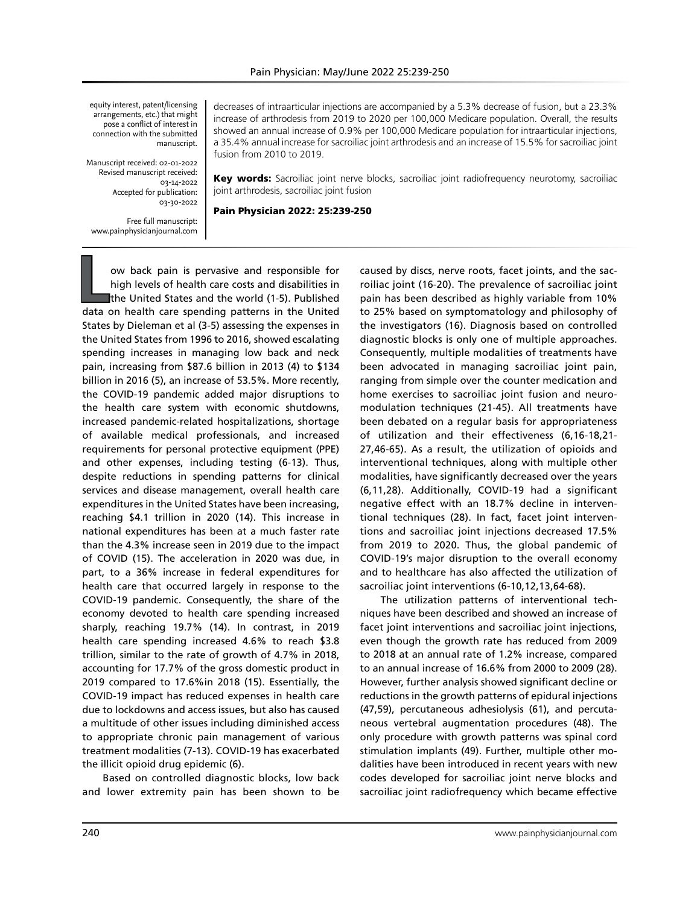equity interest, patent/licensing arrangements, etc.) that might pose a conflict of interest in connection with the submitted manuscript.

Manuscript received: 02-01-2022
Revised manuscript received: 03-14-2022
Accepted for publication: 03-30-2022

Free full manuscript: www.painphysicianjournal.com

decreases of intraarticular injections are accompanied by a 5.3% decrease of fusion, but a 23.3% increase of arthrodesis from 2019 to 2020 per 100,000 Medicare population. Overall, the results showed an annual increase of 0.9% per 100,000 Medicare population for intraarticular injections, a 35.4% annual increase for sacroiliac joint arthrodesis and an increase of 15.5% for sacroiliac joint fusion from 2010 to 2019.

**Key words:** Sacroiliac joint nerve blocks, sacroiliac joint radiofrequency neurotomy, sacroiliac joint arthrodesis, sacroiliac joint fusion

**Pain Physician 2022: 25:239-250**

Low back pain is pervasive and responsible for high levels of health care costs and disabilities in the United States and the world (1-5). Published data on health care spending patterns in the United States by Dieleman et al (3-5) assessing the expenses in the United States from 1996 to 2016, showed escalating spending increases in managing low back and neck pain, increasing from $87.6 billion in 2013 (4) to $134 billion in 2016 (5), an increase of 53.5%. More recently, the COVID-19 pandemic added major disruptions to the health care system with economic shutdowns, increased pandemic-related hospitalizations, shortage of available medical professionals, and increased requirements for personal protective equipment (PPE) and other expenses, including testing (6-13). Thus, despite reductions in spending patterns for clinical services and disease management, overall health care expenditures in the United States have been increasing, reaching $4.1 trillion in 2020 (14). This increase in national expenditures has been at a much faster rate than the 4.3% increase seen in 2019 due to the impact of COVID (15). The acceleration in 2020 was due, in part, to a 36% increase in federal expenditures for health care that occurred largely in response to the COVID-19 pandemic. Consequently, the share of the economy devoted to health care spending increased sharply, reaching 19.7% (14). In contrast, in 2019 health care spending increased 4.6% to reach $3.8 trillion, similar to the rate of growth of 4.7% in 2018, accounting for 17.7% of the gross domestic product in 2019 compared to 17.6%in 2018 (15). Essentially, the COVID-19 impact has reduced expenses in health care due to lockdowns and access issues, but also has caused a multitude of other issues including diminished access to appropriate chronic pain management of various treatment modalities (7-13). COVID-19 has exacerbated the illicit opioid drug epidemic (6).

Based on controlled diagnostic blocks, low back and lower extremity pain has been shown to be caused by discs, nerve roots, facet joints, and the sacroiliac joint (16-20). The prevalence of sacroiliac joint pain has been described as highly variable from 10% to 25% based on symptomatology and philosophy of the investigators (16). Diagnosis based on controlled diagnostic blocks is only one of multiple approaches. Consequently, multiple modalities of treatments have been advocated in managing sacroiliac joint pain, ranging from simple over the counter medication and home exercises to sacroiliac joint fusion and neuromodulation techniques (21-45). All treatments have been debated on a regular basis for appropriateness of utilization and their effectiveness (6,16-18,21-27,46-65). As a result, the utilization of opioids and interventional techniques, along with multiple other modalities, have significantly decreased over the years (6,11,28). Additionally, COVID-19 had a significant negative effect with an 18.7% decline in interventional techniques (28). In fact, facet joint interventions and sacroiliac joint injections decreased 17.5% from 2019 to 2020. Thus, the global pandemic of COVID-19's major disruption to the overall economy and to healthcare has also affected the utilization of sacroiliac joint interventions (6-10,12,13,64-68).

The utilization patterns of interventional techniques have been described and showed an increase of facet joint interventions and sacroiliac joint injections, even though the growth rate has reduced from 2009 to 2018 at an annual rate of 1.2% increase, compared to an annual increase of 16.6% from 2000 to 2009 (28). However, further analysis showed significant decline or reductions in the growth patterns of epidural injections (47,59), percutaneous adhesiolysis (61), and percutaneous vertebral augmentation procedures (48). The only procedure with growth patterns was spinal cord stimulation implants (49). Further, multiple other modalities have been introduced in recent years with new codes developed for sacroiliac joint nerve blocks and sacroiliac joint radiofrequency which became effective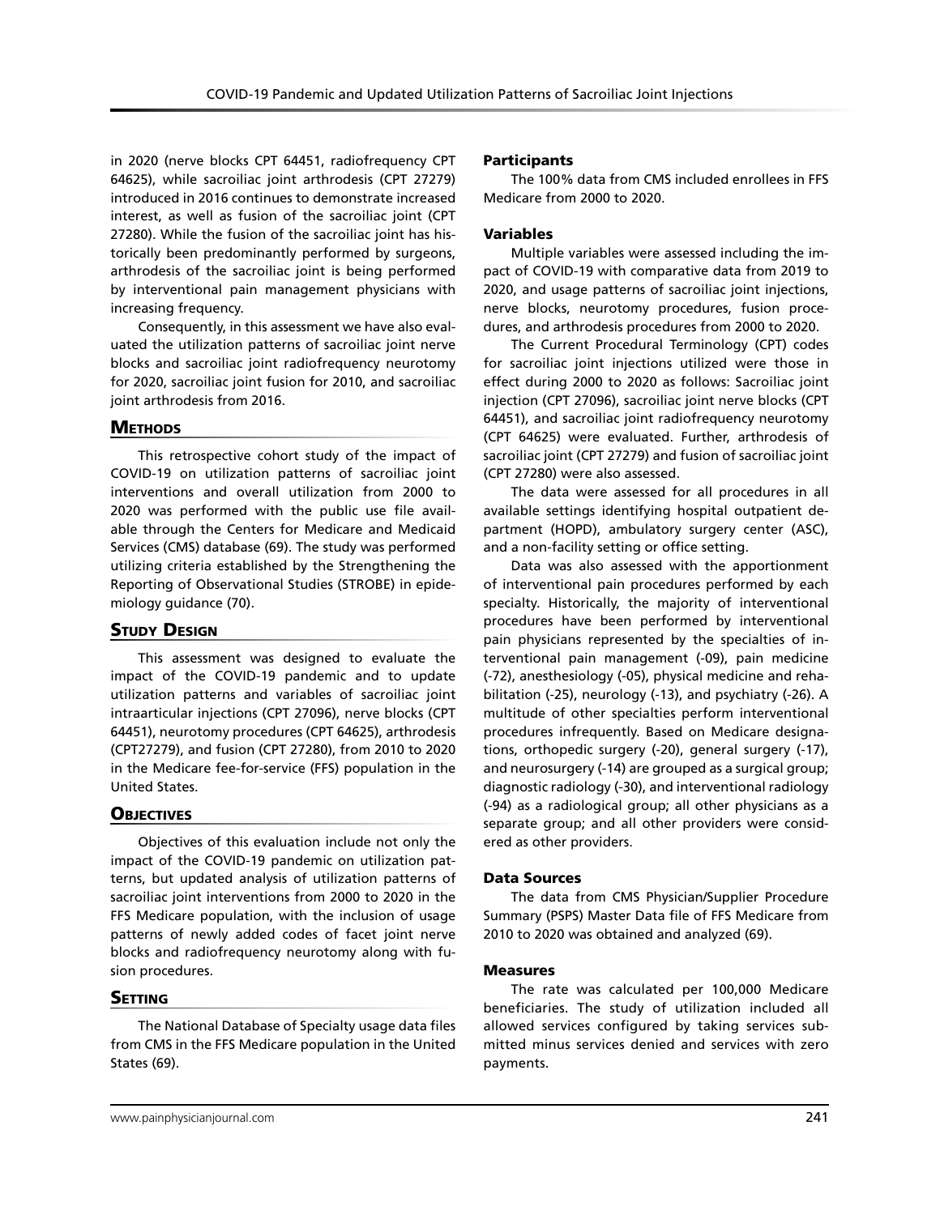in 2020 (nerve blocks CPT 64451, radiofrequency CPT 64625), while sacroiliac joint arthrodesis (CPT 27279) introduced in 2016 continues to demonstrate increased interest, as well as fusion of the sacroiliac joint (CPT 27280). While the fusion of the sacroiliac joint has historically been predominantly performed by surgeons, arthrodesis of the sacroiliac joint is being performed by interventional pain management physicians with increasing frequency.

Consequently, in this assessment we have also evaluated the utilization patterns of sacroiliac joint nerve blocks and sacroiliac joint radiofrequency neurotomy for 2020, sacroiliac joint fusion for 2010, and sacroiliac joint arthrodesis from 2016.

## Methods

This retrospective cohort study of the impact of COVID-19 on utilization patterns of sacroiliac joint interventions and overall utilization from 2000 to 2020 was performed with the public use file available through the Centers for Medicare and Medicaid Services (CMS) database (69). The study was performed utilizing criteria established by the Strengthening the Reporting of Observational Studies (STROBE) in epidemiology guidance (70).

## Study Design

This assessment was designed to evaluate the impact of the COVID-19 pandemic and to update utilization patterns and variables of sacroiliac joint intraarticular injections (CPT 27096), nerve blocks (CPT 64451), neurotomy procedures (CPT 64625), arthrodesis (CPT27279), and fusion (CPT 27280), from 2010 to 2020 in the Medicare fee-for-service (FFS) population in the United States.

## Objectives

Objectives of this evaluation include not only the impact of the COVID-19 pandemic on utilization patterns, but updated analysis of utilization patterns of sacroiliac joint interventions from 2000 to 2020 in the FFS Medicare population, with the inclusion of usage patterns of newly added codes of facet joint nerve blocks and radiofrequency neurotomy along with fusion procedures.

## Setting

The National Database of Specialty usage data files from CMS in the FFS Medicare population in the United States (69).

### Participants

The 100% data from CMS included enrollees in FFS Medicare from 2000 to 2020.

### Variables

Multiple variables were assessed including the impact of COVID-19 with comparative data from 2019 to 2020, and usage patterns of sacroiliac joint injections, nerve blocks, neurotomy procedures, fusion procedures, and arthrodesis procedures from 2000 to 2020.

The Current Procedural Terminology (CPT) codes for sacroiliac joint injections utilized were those in effect during 2000 to 2020 as follows: Sacroiliac joint injection (CPT 27096), sacroiliac joint nerve blocks (CPT 64451), and sacroiliac joint radiofrequency neurotomy (CPT 64625) were evaluated. Further, arthrodesis of sacroiliac joint (CPT 27279) and fusion of sacroiliac joint (CPT 27280) were also assessed.

The data were assessed for all procedures in all available settings identifying hospital outpatient department (HOPD), ambulatory surgery center (ASC), and a non-facility setting or office setting.

Data was also assessed with the apportionment of interventional pain procedures performed by each specialty. Historically, the majority of interventional procedures have been performed by interventional pain physicians represented by the specialties of interventional pain management (-09), pain medicine (-72), anesthesiology (-05), physical medicine and rehabilitation (-25), neurology (-13), and psychiatry (-26). A multitude of other specialties perform interventional procedures infrequently. Based on Medicare designations, orthopedic surgery (-20), general surgery (-17), and neurosurgery (-14) are grouped as a surgical group; diagnostic radiology (-30), and interventional radiology (-94) as a radiological group; all other physicians as a separate group; and all other providers were considered as other providers.

### Data Sources

The data from CMS Physician/Supplier Procedure Summary (PSPS) Master Data file of FFS Medicare from 2010 to 2020 was obtained and analyzed (69).

### Measures

The rate was calculated per 100,000 Medicare beneficiaries. The study of utilization included all allowed services configured by taking services submitted minus services denied and services with zero payments.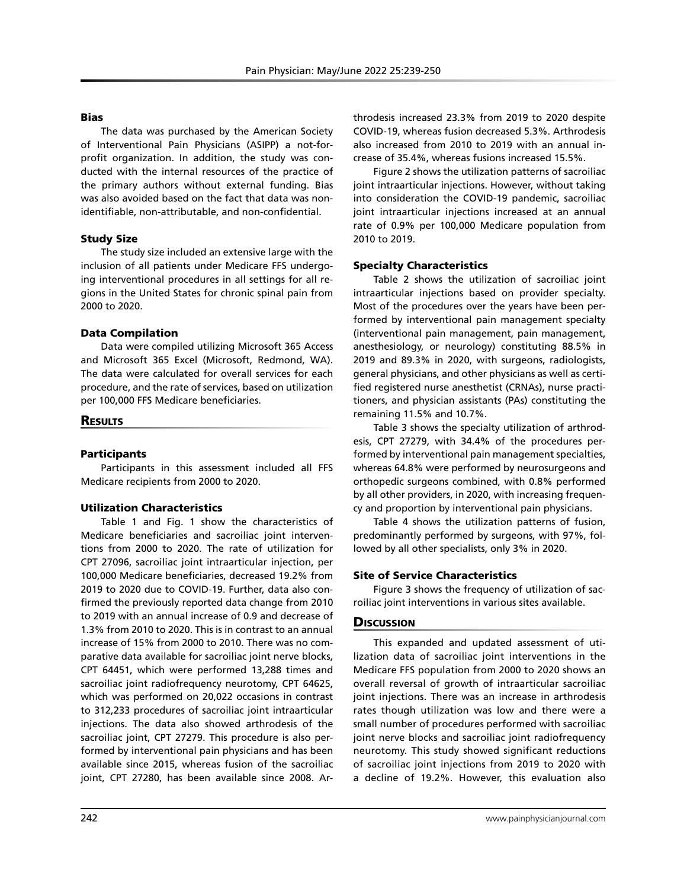### Bias

The data was purchased by the American Society of Interventional Pain Physicians (ASIPP) a not-for-profit organization. In addition, the study was conducted with the internal resources of the practice of the primary authors without external funding. Bias was also avoided based on the fact that data was non-identifiable, non-attributable, and non-confidential.

### Study Size

The study size included an extensive large with the inclusion of all patients under Medicare FFS undergoing interventional procedures in all settings for all regions in the United States for chronic spinal pain from 2000 to 2020.

### Data Compilation

Data were compiled utilizing Microsoft 365 Access and Microsoft 365 Excel (Microsoft, Redmond, WA). The data were calculated for overall services for each procedure, and the rate of services, based on utilization per 100,000 FFS Medicare beneficiaries.

## Results

### Participants

Participants in this assessment included all FFS Medicare recipients from 2000 to 2020.

### Utilization Characteristics

Table 1 and Fig. 1 show the characteristics of Medicare beneficiaries and sacroiliac joint interventions from 2000 to 2020. The rate of utilization for CPT 27096, sacroiliac joint intraarticular injection, per 100,000 Medicare beneficiaries, decreased 19.2% from 2019 to 2020 due to COVID-19. Further, data also confirmed the previously reported data change from 2010 to 2019 with an annual increase of 0.9 and decrease of 1.3% from 2010 to 2020. This is in contrast to an annual increase of 15% from 2000 to 2010. There was no comparative data available for sacroiliac joint nerve blocks, CPT 64451, which were performed 13,288 times and sacroiliac joint radiofrequency neurotomy, CPT 64625, which was performed on 20,022 occasions in contrast to 312,233 procedures of sacroiliac joint intraarticular injections. The data also showed arthrodesis of the sacroiliac joint, CPT 27279. This procedure is also performed by interventional pain physicians and has been available since 2015, whereas fusion of the sacroiliac joint, CPT 27280, has been available since 2008. Arthrodesis increased 23.3% from 2019 to 2020 despite COVID-19, whereas fusion decreased 5.3%. Arthrodesis also increased from 2010 to 2019 with an annual increase of 35.4%, whereas fusions increased 15.5%.

Figure 2 shows the utilization patterns of sacroiliac joint intraarticular injections. However, without taking into consideration the COVID-19 pandemic, sacroiliac joint intraarticular injections increased at an annual rate of 0.9% per 100,000 Medicare population from 2010 to 2019.

### Specialty Characteristics

Table 2 shows the utilization of sacroiliac joint intraarticular injections based on provider specialty. Most of the procedures over the years have been performed by interventional pain management specialty (interventional pain management, pain management, anesthesiology, or neurology) constituting 88.5% in 2019 and 89.3% in 2020, with surgeons, radiologists, general physicians, and other physicians as well as certified registered nurse anesthetist (CRNAs), nurse practitioners, and physician assistants (PAs) constituting the remaining 11.5% and 10.7%.

Table 3 shows the specialty utilization of arthrodesis, CPT 27279, with 34.4% of the procedures performed by interventional pain management specialties, whereas 64.8% were performed by neurosurgeons and orthopedic surgeons combined, with 0.8% performed by all other providers, in 2020, with increasing frequency and proportion by interventional pain physicians.

Table 4 shows the utilization patterns of fusion, predominantly performed by surgeons, with 97%, followed by all other specialists, only 3% in 2020.

### Site of Service Characteristics

Figure 3 shows the frequency of utilization of sacroiliac joint interventions in various sites available.

## Discussion

This expanded and updated assessment of utilization data of sacroiliac joint interventions in the Medicare FFS population from 2000 to 2020 shows an overall reversal of growth of intraarticular sacroiliac joint injections. There was an increase in arthrodesis rates though utilization was low and there were a small number of procedures performed with sacroiliac joint nerve blocks and sacroiliac joint radiofrequency neurotomy. This study showed significant reductions of sacroiliac joint injections from 2019 to 2020 with a decline of 19.2%. However, this evaluation also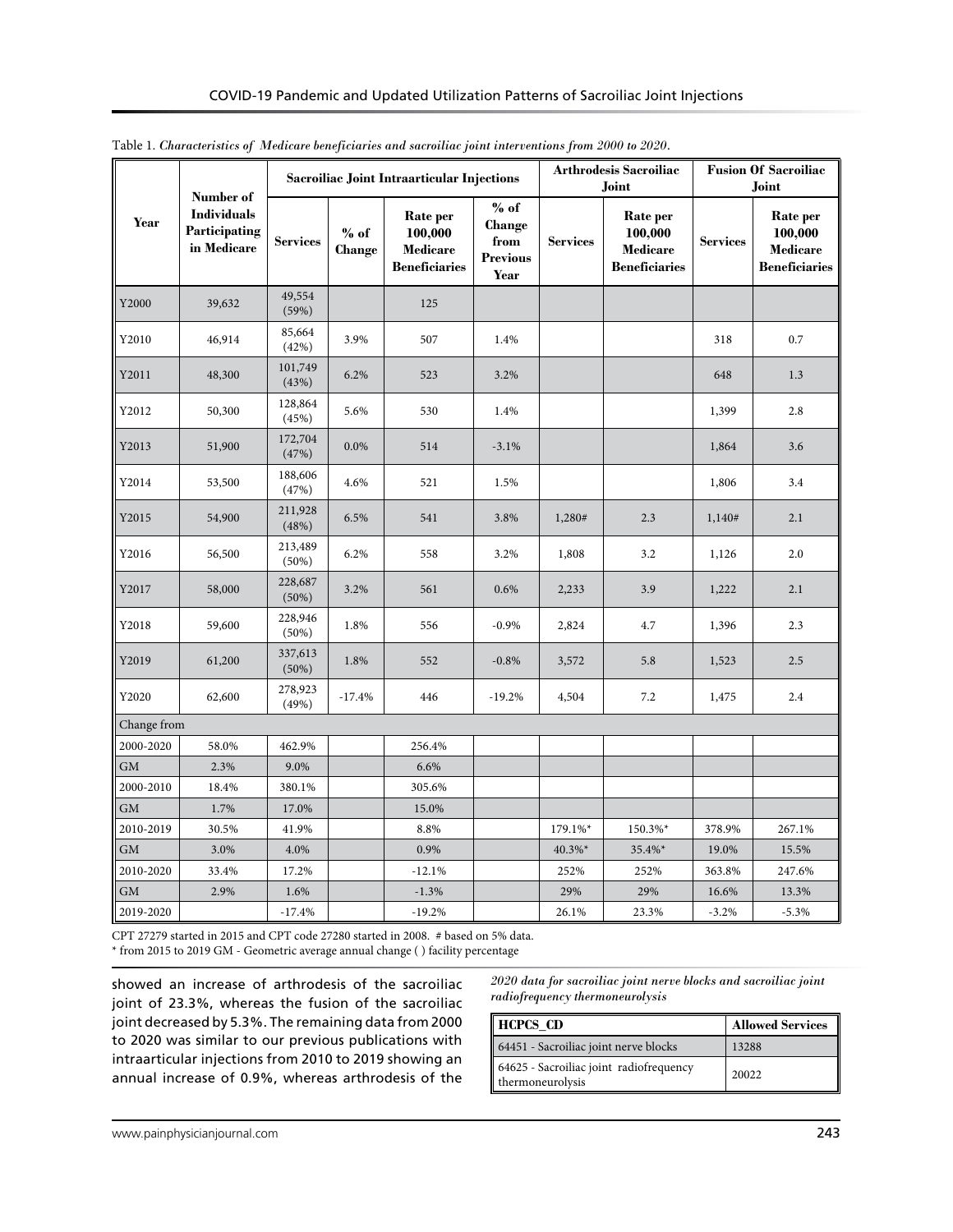Table 1. *Characteristics of Medicare beneficiaries and sacroiliac joint interventions from 2000 to 2020.*

| Year | Number of Individuals Participating in Medicare | Sacroiliac Joint Intraarticular Injections | | | | Arthrodesis Sacroiliac Joint | | Fusion Of Sacroiliac Joint | |
|---|---|---|---|---|---|---|---|---|---|
| | | Services | % of Change | Rate per 100,000 Medicare Beneficiaries | % of Change from Previous Year | Services | Rate per 100,000 Medicare Beneficiaries | Services | Rate per 100,000 Medicare Beneficiaries |
| Y2000 | 39,632 | 49,554 (59%) | | 125 | | | | | |
| Y2010 | 46,914 | 85,664 (42%) | 3.9% | 507 | 1.4% | | | 318 | 0.7 |
| Y2011 | 48,300 | 101,749 (43%) | 6.2% | 523 | 3.2% | | | 648 | 1.3 |
| Y2012 | 50,300 | 128,864 (45%) | 5.6% | 530 | 1.4% | | | 1,399 | 2.8 |
| Y2013 | 51,900 | 172,704 (47%) | 0.0% | 514 | -3.1% | | | 1,864 | 3.6 |
| Y2014 | 53,500 | 188,606 (47%) | 4.6% | 521 | 1.5% | | | 1,806 | 3.4 |
| Y2015 | 54,900 | 211,928 (48%) | 6.5% | 541 | 3.8% | 1,280# | 2.3 | 1,140# | 2.1 |
| Y2016 | 56,500 | 213,489 (50%) | 6.2% | 558 | 3.2% | 1,808 | 3.2 | 1,126 | 2.0 |
| Y2017 | 58,000 | 228,687 (50%) | 3.2% | 561 | 0.6% | 2,233 | 3.9 | 1,222 | 2.1 |
| Y2018 | 59,600 | 228,946 (50%) | 1.8% | 556 | -0.9% | 2,824 | 4.7 | 1,396 | 2.3 |
| Y2019 | 61,200 | 337,613 (50%) | 1.8% | 552 | -0.8% | 3,572 | 5.8 | 1,523 | 2.5 |
| Y2020 | 62,600 | 278,923 (49%) | -17.4% | 446 | -19.2% | 4,504 | 7.2 | 1,475 | 2.4 |
| Change from | | | | | | | | | |
| 2000-2020 | 58.0% | 462.9% | | 256.4% | | | | | |
| GM | 2.3% | 9.0% | | 6.6% | | | | | |
| 2000-2010 | 18.4% | 380.1% | | 305.6% | | | | | |
| GM | 1.7% | 17.0% | | 15.0% | | | | | |
| 2010-2019 | 30.5% | 41.9% | | 8.8% | | 179.1%* | 150.3%* | 378.9% | 267.1% |
| GM | 3.0% | 4.0% | | 0.9% | | 40.3%* | 35.4%* | 19.0% | 15.5% |
| 2010-2020 | 33.4% | 17.2% | | -12.1% | | 252% | 252% | 363.8% | 247.6% |
| GM | 2.9% | 1.6% | | -1.3% | | 29% | 29% | 16.6% | 13.3% |
| 2019-2020 | | -17.4% | | -19.2% | | 26.1% | 23.3% | -3.2% | -5.3% |

CPT 27279 started in 2015 and CPT code 27280 started in 2008. # based on 5% data.
* from 2015 to 2019 GM - Geometric average annual change ( ) facility percentage

showed an increase of arthrodesis of the sacroiliac joint of 23.3%, whereas the fusion of the sacroiliac joint decreased by 5.3%. The remaining data from 2000 to 2020 was similar to our previous publications with intraarticular injections from 2010 to 2019 showing an annual increase of 0.9%, whereas arthrodesis of the

*2020 data for sacroiliac joint nerve blocks and sacroiliac joint radiofrequency thermoneurolysis*

| HCPCS_CD | Allowed Services |
|---|---|
| 64451 - Sacroiliac joint nerve blocks | 13288 |
| 64625 - Sacroiliac joint radiofrequency thermoneurolysis | 20022 |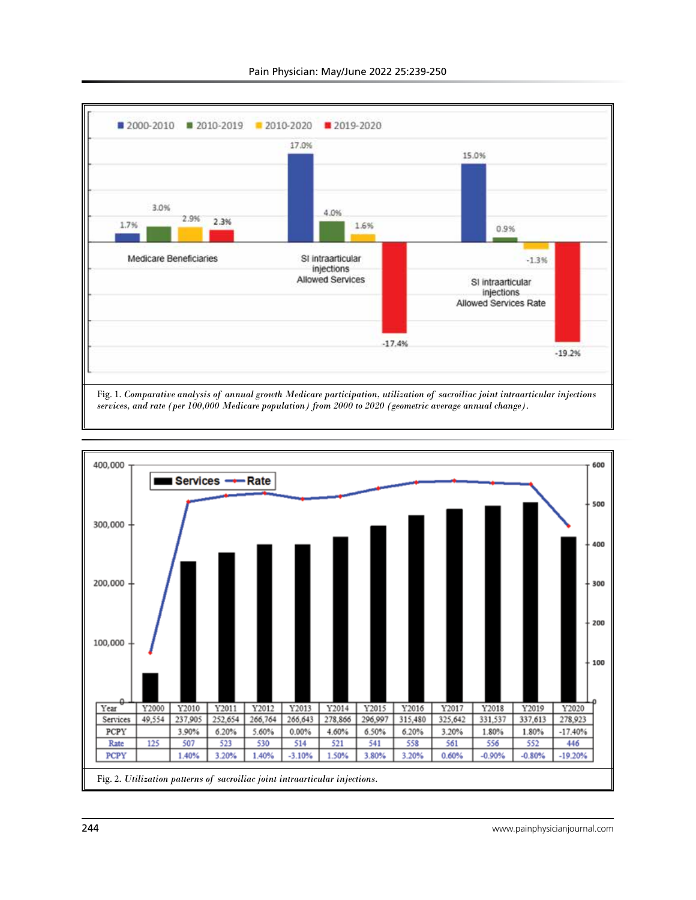Fig. 1. *Comparative analysis of annual growth Medicare participation, utilization of sacroiliac joint intraarticular injections services, and rate (per 100,000 Medicare population) from 2000 to 2020 (geometric average annual change).*

| Year | Y2000 | Y2010 | Y2011 | Y2012 | Y2013 | Y2014 | Y2015 | Y2016 | Y2017 | Y2018 | Y2019 | Y2020 |
|---|---|---|---|---|---|---|---|---|---|---|---|---|
| Services | 49,554 | 237,905 | 252,654 | 266,764 | 266,643 | 278,866 | 296,997 | 315,480 | 325,642 | 331,537 | 337,613 | 278,923 |
| PCPY | | 3.90% | 6.20% | 5.60% | 0.00% | 4.60% | 6.50% | 6.20% | 3.20% | 1.80% | 1.80% | -17.40% |
| Rate | 125 | 507 | 523 | 530 | 514 | 521 | 541 | 558 | 561 | 556 | 552 | 446 |
| PCPY | | 1.40% | 3.20% | 1.40% | -3.10% | 1.50% | 3.80% | 3.20% | 0.60% | -0.90% | -0.80% | -19.20% |

Fig. 2. *Utilization patterns of sacroiliac joint intraarticular injections.*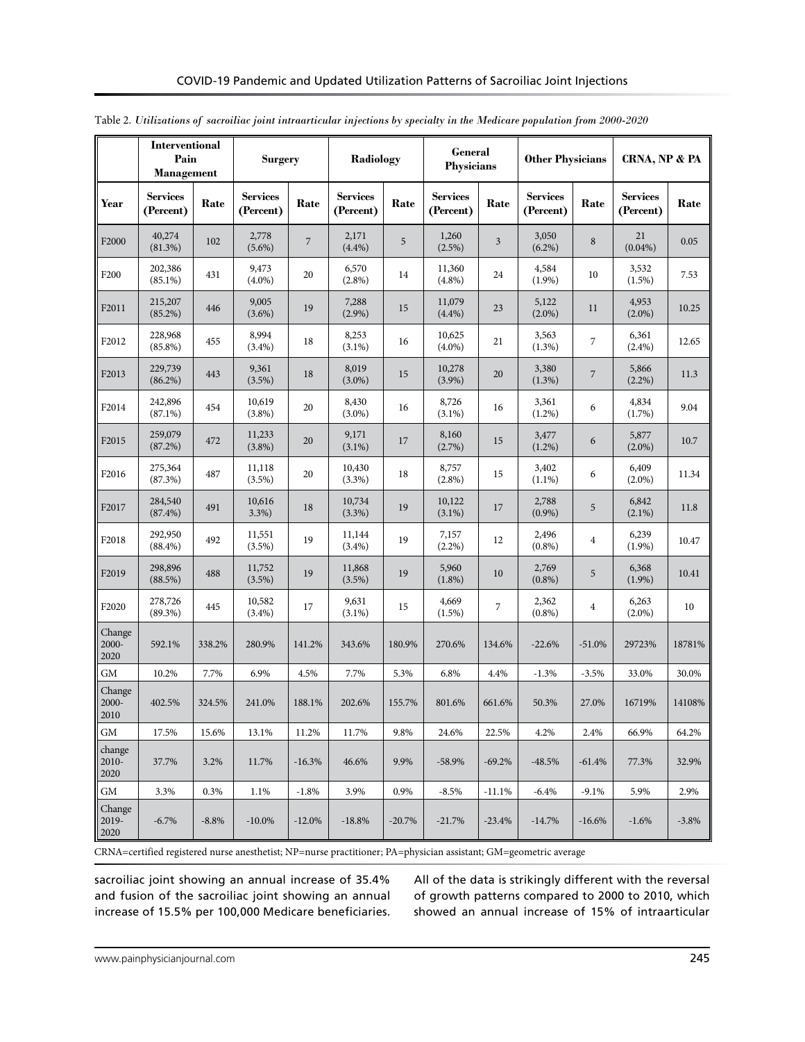Table 2. *Utilizations of sacroiliac joint intraarticular injections by specialty in the Medicare population from 2000-2020*

| | Interventional Pain Management | | Surgery | | Radiology | | General Physicians | | Other Physicians | | CRNA, NP & PA | |
|---|---|---|---|---|---|---|---|---|---|---|---|---|
| Year | Services (Percent) | Rate | Services (Percent) | Rate | Services (Percent) | Rate | Services (Percent) | Rate | Services (Percent) | Rate | Services (Percent) | Rate |
| F2000 | 40,274 (81.3%) | 102 | 2,778 (5.6%) | 7 | 2,171 (4.4%) | 5 | 1,260 (2.5%) | 3 | 3,050 (6.2%) | 8 | 21 (0.04%) | 0.05 |
| F200 | 202,386 (85.1%) | 431 | 9,473 (4.0%) | 20 | 6,570 (2.8%) | 14 | 11,360 (4.8%) | 24 | 4,584 (1.9%) | 10 | 3,532 (1.5%) | 7.53 |
| F2011 | 215,207 (85.2%) | 446 | 9,005 (3.6%) | 19 | 7,288 (2.9%) | 15 | 11,079 (4.4%) | 23 | 5,122 (2.0%) | 11 | 4,953 (2.0%) | 10.25 |
| F2012 | 228,968 (85.8%) | 455 | 8,994 (3.4%) | 18 | 8,253 (3.1%) | 16 | 10,625 (4.0%) | 21 | 3,563 (1.3%) | 7 | 6,361 (2.4%) | 12.65 |
| F2013 | 229,739 (86.2%) | 443 | 9,361 (3.5%) | 18 | 8,019 (3.0%) | 15 | 10,278 (3.9%) | 20 | 3,380 (1.3%) | 7 | 5,866 (2.2%) | 11.3 |
| F2014 | 242,896 (87.1%) | 454 | 10,619 (3.8%) | 20 | 8,430 (3.0%) | 16 | 8,726 (3.1%) | 16 | 3,361 (1.2%) | 6 | 4,834 (1.7%) | 9.04 |
| F2015 | 259,079 (87.2%) | 472 | 11,233 (3.8%) | 20 | 9,171 (3.1%) | 17 | 8,160 (2.7%) | 15 | 3,477 (1.2%) | 6 | 5,877 (2.0%) | 10.7 |
| F2016 | 275,364 (87.3%) | 487 | 11,118 (3.5%) | 20 | 10,430 (3.3%) | 18 | 8,757 (2.8%) | 15 | 3,402 (1.1%) | 6 | 6,409 (2.0%) | 11.34 |
| F2017 | 284,540 (87.4%) | 491 | 10,616 3.3%) | 18 | 10,734 (3.3%) | 19 | 10,122 (3.1%) | 17 | 2,788 (0.9%) | 5 | 6,842 (2.1%) | 11.8 |
| F2018 | 292,950 (88.4%) | 492 | 11,551 (3.5%) | 19 | 11,144 (3.4%) | 19 | 7,157 (2.2%) | 12 | 2,496 (0.8%) | 4 | 6,239 (1.9%) | 10.47 |
| F2019 | 298,896 (88.5%) | 488 | 11,752 (3.5%) | 19 | 11,868 (3.5%) | 19 | 5,960 (1.8%) | 10 | 2,769 (0.8%) | 5 | 6,368 (1.9%) | 10.41 |
| F2020 | 278,726 (89.3%) | 445 | 10,582 (3.4%) | 17 | 9,631 (3.1%) | 15 | 4,669 (1.5%) | 7 | 2,362 (0.8%) | 4 | 6,263 (2.0%) | 10 |
| Change 2000-2020 | 592.1% | 338.2% | 280.9% | 141.2% | 343.6% | 180.9% | 270.6% | 134.6% | -22.6% | -51.0% | 29723% | 18781% |
| GM | 10.2% | 7.7% | 6.9% | 4.5% | 7.7% | 5.3% | 6.8% | 4.4% | -1.3% | -3.5% | 33.0% | 30.0% |
| Change 2000-2010 | 402.5% | 324.5% | 241.0% | 188.1% | 202.6% | 155.7% | 801.6% | 661.6% | 50.3% | 27.0% | 16719% | 14108% |
| GM | 17.5% | 15.6% | 13.1% | 11.2% | 11.7% | 9.8% | 24.6% | 22.5% | 4.2% | 2.4% | 66.9% | 64.2% |
| change 2010-2020 | 37.7% | 3.2% | 11.7% | -16.3% | 46.6% | 9.9% | -58.9% | -69.2% | -48.5% | -61.4% | 77.3% | 32.9% |
| GM | 3.3% | 0.3% | 1.1% | -1.8% | 3.9% | 0.9% | -8.5% | -11.1% | -6.4% | -9.1% | 5.9% | 2.9% |
| Change 2019-2020 | -6.7% | -8.8% | -10.0% | -12.0% | -18.8% | -20.7% | -21.7% | -23.4% | -14.7% | -16.6% | -1.6% | -3.8% |

CRNA=certified registered nurse anesthetist; NP=nurse practitioner; PA=physician assistant; GM=geometric average

sacroiliac joint showing an annual increase of 35.4% and fusion of the sacroiliac joint showing an annual increase of 15.5% per 100,000 Medicare beneficiaries.

All of the data is strikingly different with the reversal of growth patterns compared to 2000 to 2010, which showed an annual increase of 15% of intraarticular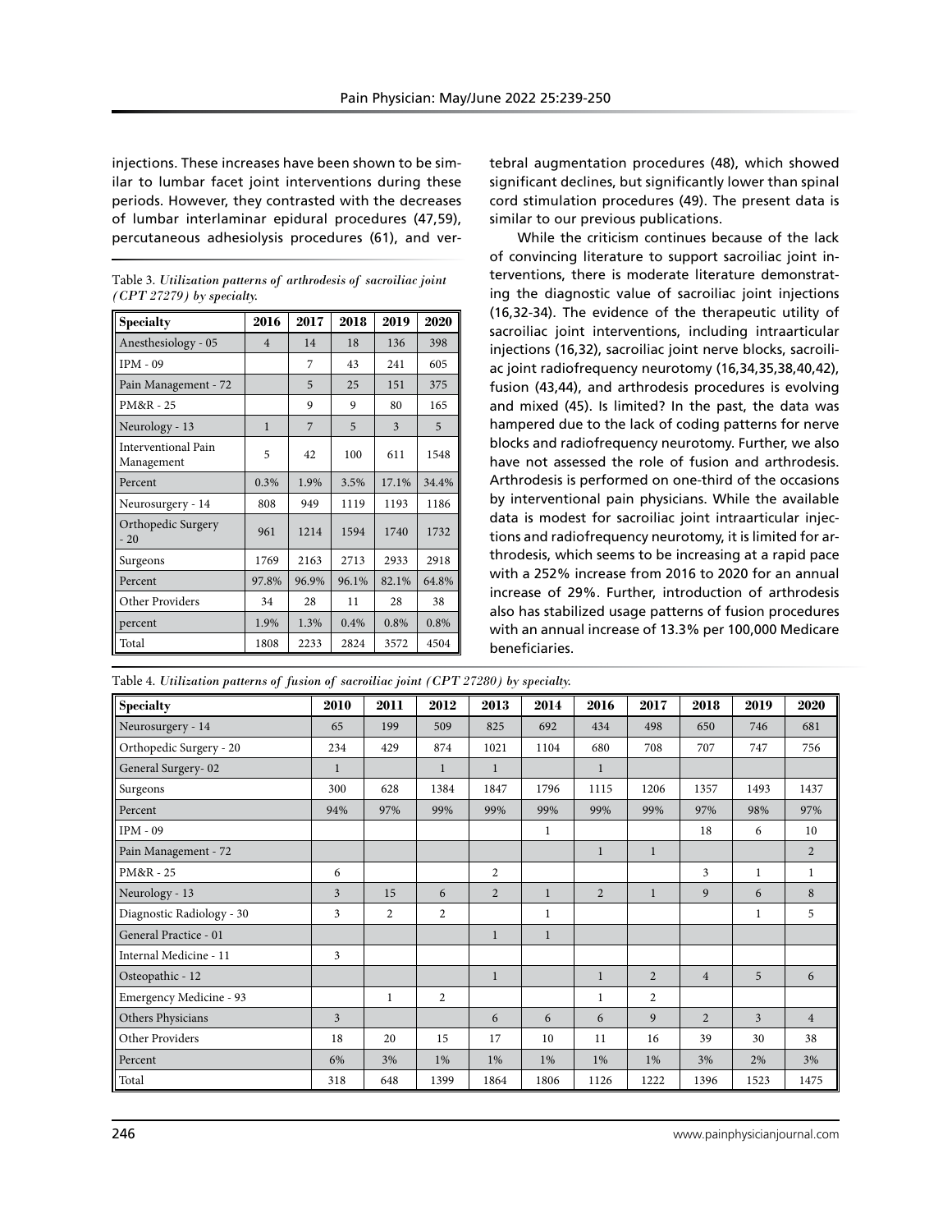injections. These increases have been shown to be similar to lumbar facet joint interventions during these periods. However, they contrasted with the decreases of lumbar interlaminar epidural procedures (47,59), percutaneous adhesiolysis procedures (61), and vertebral augmentation procedures (48), which showed significant declines, but significantly lower than spinal cord stimulation procedures (49). The present data is similar to our previous publications.

Table 3. *Utilization patterns of arthrodesis of sacroiliac joint (CPT 27279) by specialty.*

| Specialty | 2016 | 2017 | 2018 | 2019 | 2020 |
|---|---|---|---|---|---|
| Anesthesiology - 05 | 4 | 14 | 18 | 136 | 398 |
| IPM - 09 | | 7 | 43 | 241 | 605 |
| Pain Management - 72 | | 5 | 25 | 151 | 375 |
| PM&R - 25 | | 9 | 9 | 80 | 165 |
| Neurology - 13 | 1 | 7 | 5 | 3 | 5 |
| Interventional Pain Management | 5 | 42 | 100 | 611 | 1548 |
| Percent | 0.3% | 1.9% | 3.5% | 17.1% | 34.4% |
| Neurosurgery - 14 | 808 | 949 | 1119 | 1193 | 1186 |
| Orthopedic Surgery - 20 | 961 | 1214 | 1594 | 1740 | 1732 |
| Surgeons | 1769 | 2163 | 2713 | 2933 | 2918 |
| Percent | 97.8% | 96.9% | 96.1% | 82.1% | 64.8% |
| Other Providers | 34 | 28 | 11 | 28 | 38 |
| percent | 1.9% | 1.3% | 0.4% | 0.8% | 0.8% |
| Total | 1808 | 2233 | 2824 | 3572 | 4504 |

While the criticism continues because of the lack of convincing literature to support sacroiliac joint interventions, there is moderate literature demonstrating the diagnostic value of sacroiliac joint injections (16,32-34). The evidence of the therapeutic utility of sacroiliac joint interventions, including intraarticular injections (16,32), sacroiliac joint nerve blocks, sacroiliac joint radiofrequency neurotomy (16,34,35,38,40,42), fusion (43,44), and arthrodesis procedures is evolving and mixed (45). Is limited? In the past, the data was hampered due to the lack of coding patterns for nerve blocks and radiofrequency neurotomy. Further, we also have not assessed the role of fusion and arthrodesis. Arthrodesis is performed on one-third of the occasions by interventional pain physicians. While the available data is modest for sacroiliac joint intraarticular injections and radiofrequency neurotomy, it is limited for arthrodesis, which seems to be increasing at a rapid pace with a 252% increase from 2016 to 2020 for an annual increase of 29%. Further, introduction of arthrodesis also has stabilized usage patterns of fusion procedures with an annual increase of 13.3% per 100,000 Medicare beneficiaries.

Table 4. *Utilization patterns of fusion of sacroiliac joint (CPT 27280) by specialty.*

| Specialty | 2010 | 2011 | 2012 | 2013 | 2014 | 2016 | 2017 | 2018 | 2019 | 2020 |
|---|---|---|---|---|---|---|---|---|---|---|
| Neurosurgery - 14 | 65 | 199 | 509 | 825 | 692 | 434 | 498 | 650 | 746 | 681 |
| Orthopedic Surgery - 20 | 234 | 429 | 874 | 1021 | 1104 | 680 | 708 | 707 | 747 | 756 |
| General Surgery- 02 | 1 | | 1 | 1 | | 1 | | | | |
| Surgeons | 300 | 628 | 1384 | 1847 | 1796 | 1115 | 1206 | 1357 | 1493 | 1437 |
| Percent | 94% | 97% | 99% | 99% | 99% | 99% | 99% | 97% | 98% | 97% |
| IPM - 09 | | | | | 1 | | | 18 | 6 | 10 |
| Pain Management - 72 | | | | | | 1 | 1 | | | 2 |
| PM&R - 25 | 6 | | | 2 | | | | 3 | 1 | 1 |
| Neurology - 13 | 3 | 15 | 6 | 2 | 1 | 2 | 1 | 9 | 6 | 8 |
| Diagnostic Radiology - 30 | 3 | 2 | 2 | | 1 | | | | 1 | 5 |
| General Practice - 01 | | | | 1 | 1 | | | | | |
| Internal Medicine - 11 | 3 | | | | | | | | | |
| Osteopathic - 12 | | | | 1 | | 1 | 2 | 4 | 5 | 6 |
| Emergency Medicine - 93 | | 1 | 2 | | | 1 | 2 | | | |
| Others Physicians | 3 | | | 6 | 6 | 6 | 9 | 2 | 3 | 4 |
| Other Providers | 18 | 20 | 15 | 17 | 10 | 11 | 16 | 39 | 30 | 38 |
| Percent | 6% | 3% | 1% | 1% | 1% | 1% | 1% | 3% | 2% | 3% |
| Total | 318 | 648 | 1399 | 1864 | 1806 | 1126 | 1222 | 1396 | 1523 | 1475 |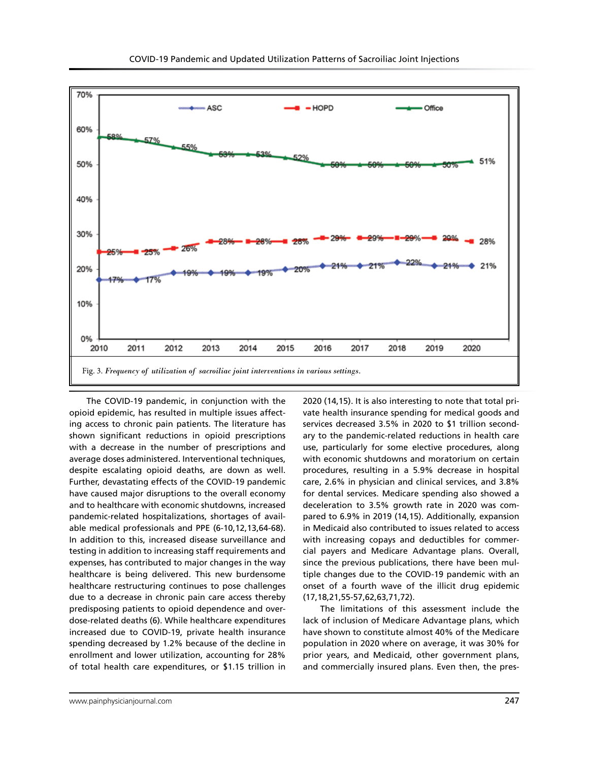Fig. 3. *Frequency of utilization of sacroiliac joint interventions in various settings.*

The COVID-19 pandemic, in conjunction with the opioid epidemic, has resulted in multiple issues affecting access to chronic pain patients. The literature has shown significant reductions in opioid prescriptions with a decrease in the number of prescriptions and average doses administered. Interventional techniques, despite escalating opioid deaths, are down as well. Further, devastating effects of the COVID-19 pandemic have caused major disruptions to the overall economy and to healthcare with economic shutdowns, increased pandemic-related hospitalizations, shortages of available medical professionals and PPE (6-10,12,13,64-68). In addition to this, increased disease surveillance and testing in addition to increasing staff requirements and expenses, has contributed to major changes in the way healthcare is being delivered. This new burdensome healthcare restructuring continues to pose challenges due to a decrease in chronic pain care access thereby predisposing patients to opioid dependence and overdose-related deaths (6). While healthcare expenditures increased due to COVID-19, private health insurance spending decreased by 1.2% because of the decline in enrollment and lower utilization, accounting for 28% of total health care expenditures, or $1.15 trillion in 2020 (14,15). It is also interesting to note that total private health insurance spending for medical goods and services decreased 3.5% in 2020 to $1 trillion secondary to the pandemic-related reductions in health care use, particularly for some elective procedures, along with economic shutdowns and moratorium on certain procedures, resulting in a 5.9% decrease in hospital care, 2.6% in physician and clinical services, and 3.8% for dental services. Medicare spending also showed a deceleration to 3.5% growth rate in 2020 was compared to 6.9% in 2019 (14,15). Additionally, expansion in Medicaid also contributed to issues related to access with increasing copays and deductibles for commercial payers and Medicare Advantage plans. Overall, since the previous publications, there have been multiple changes due to the COVID-19 pandemic with an onset of a fourth wave of the illicit drug epidemic (17,18,21,55-57,62,63,71,72).

The limitations of this assessment include the lack of inclusion of Medicare Advantage plans, which have shown to constitute almost 40% of the Medicare population in 2020 where on average, it was 30% for prior years, and Medicaid, other government plans, and commercially insured plans. Even then, the pres-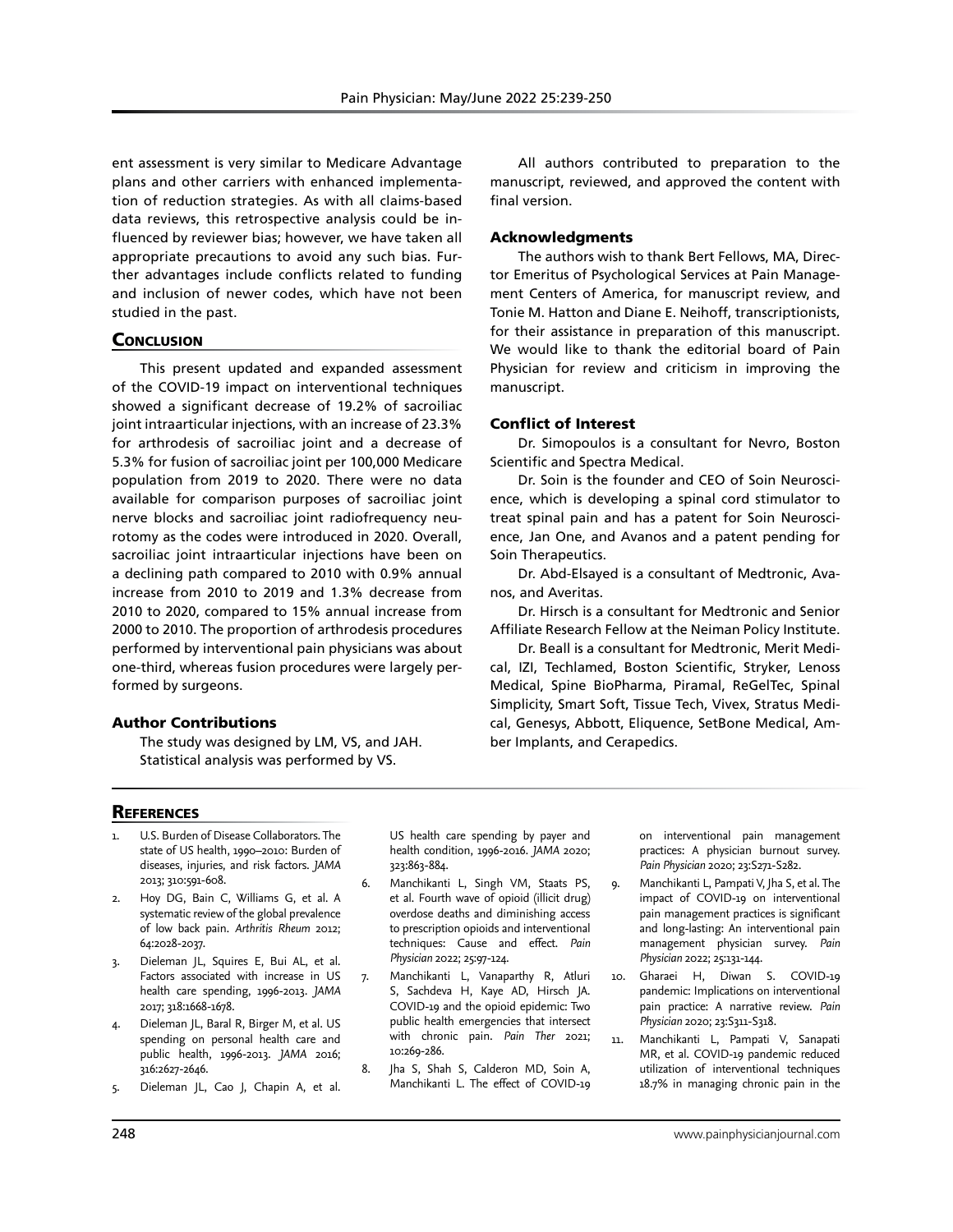ent assessment is very similar to Medicare Advantage plans and other carriers with enhanced implementation of reduction strategies. As with all claims-based data reviews, this retrospective analysis could be influenced by reviewer bias; however, we have taken all appropriate precautions to avoid any such bias. Further advantages include conflicts related to funding and inclusion of newer codes, which have not been studied in the past.

## Conclusion

This present updated and expanded assessment of the COVID-19 impact on interventional techniques showed a significant decrease of 19.2% of sacroiliac joint intraarticular injections, with an increase of 23.3% for arthrodesis of sacroiliac joint and a decrease of 5.3% for fusion of sacroiliac joint per 100,000 Medicare population from 2019 to 2020. There were no data available for comparison purposes of sacroiliac joint nerve blocks and sacroiliac joint radiofrequency neurotomy as the codes were introduced in 2020. Overall, sacroiliac joint intraarticular injections have been on a declining path compared to 2010 with 0.9% annual increase from 2010 to 2019 and 1.3% decrease from 2010 to 2020, compared to 15% annual increase from 2000 to 2010. The proportion of arthrodesis procedures performed by interventional pain physicians was about one-third, whereas fusion procedures were largely performed by surgeons.

### Author Contributions

The study was designed by LM, VS, and JAH. Statistical analysis was performed by VS.

All authors contributed to preparation to the manuscript, reviewed, and approved the content with final version.

### Acknowledgments

The authors wish to thank Bert Fellows, MA, Director Emeritus of Psychological Services at Pain Management Centers of America, for manuscript review, and Tonie M. Hatton and Diane E. Neihoff, transcriptionists, for their assistance in preparation of this manuscript. We would like to thank the editorial board of Pain Physician for review and criticism in improving the manuscript.

### Conflict of Interest

Dr. Simopoulos is a consultant for Nevro, Boston Scientific and Spectra Medical.

Dr. Soin is the founder and CEO of Soin Neuroscience, which is developing a spinal cord stimulator to treat spinal pain and has a patent for Soin Neuroscience, Jan One, and Avanos and a patent pending for Soin Therapeutics.

Dr. Abd-Elsayed is a consultant of Medtronic, Avanos, and Averitas.

Dr. Hirsch is a consultant for Medtronic and Senior Affiliate Research Fellow at the Neiman Policy Institute.

Dr. Beall is a consultant for Medtronic, Merit Medical, IZI, Techlamed, Boston Scientific, Stryker, Lenoss Medical, Spine BioPharma, Piramal, ReGelTec, Spinal Simplicity, Smart Soft, Tissue Tech, Vivex, Stratus Medical, Genesys, Abbott, Eliquence, SetBone Medical, Amber Implants, and Cerapedics.

## References

1. U.S. Burden of Disease Collaborators. The state of US health, 1990–2010: Burden of diseases, injuries, and risk factors. *JAMA* 2013; 310:591-608.
2. Hoy DG, Bain C, Williams G, et al. A systematic review of the global prevalence of low back pain. *Arthritis Rheum* 2012; 64:2028-2037.
3. Dieleman JL, Squires E, Bui AL, et al. Factors associated with increase in US health care spending, 1996-2013. *JAMA* 2017; 318:1668-1678.
4. Dieleman JL, Baral R, Birger M, et al. US spending on personal health care and public health, 1996-2013. *JAMA* 2016; 316:2627-2646.
5. Dieleman JL, Cao J, Chapin A, et al. US health care spending by payer and health condition, 1996-2016. *JAMA* 2020; 323:863-884.
6. Manchikanti L, Singh VM, Staats PS, et al. Fourth wave of opioid (illicit drug) overdose deaths and diminishing access to prescription opioids and interventional techniques: Cause and effect. *Pain Physician* 2022; 25:97-124.
7. Manchikanti L, Vanaparthy R, Atluri S, Sachdeva H, Kaye AD, Hirsch JA. COVID-19 and the opioid epidemic: Two public health emergencies that intersect with chronic pain. *Pain Ther* 2021; 10:269-286.
8. Jha S, Shah S, Calderon MD, Soin A, Manchikanti L. The effect of COVID-19 on interventional pain management practices: A physician burnout survey. *Pain Physician* 2020; 23:S271-S282.
9. Manchikanti L, Pampati V, Jha S, et al. The impact of COVID-19 on interventional pain management practices is significant and long-lasting: An interventional pain management physician survey. *Pain Physician* 2022; 25:131-144.
10. Gharaei H, Diwan S. COVID-19 pandemic: Implications on interventional pain practice: A narrative review. *Pain Physician* 2020; 23:S311-S318.
11. Manchikanti L, Pampati V, Sanapati MR, et al. COVID-19 pandemic reduced utilization of interventional techniques 18.7% in managing chronic pain in the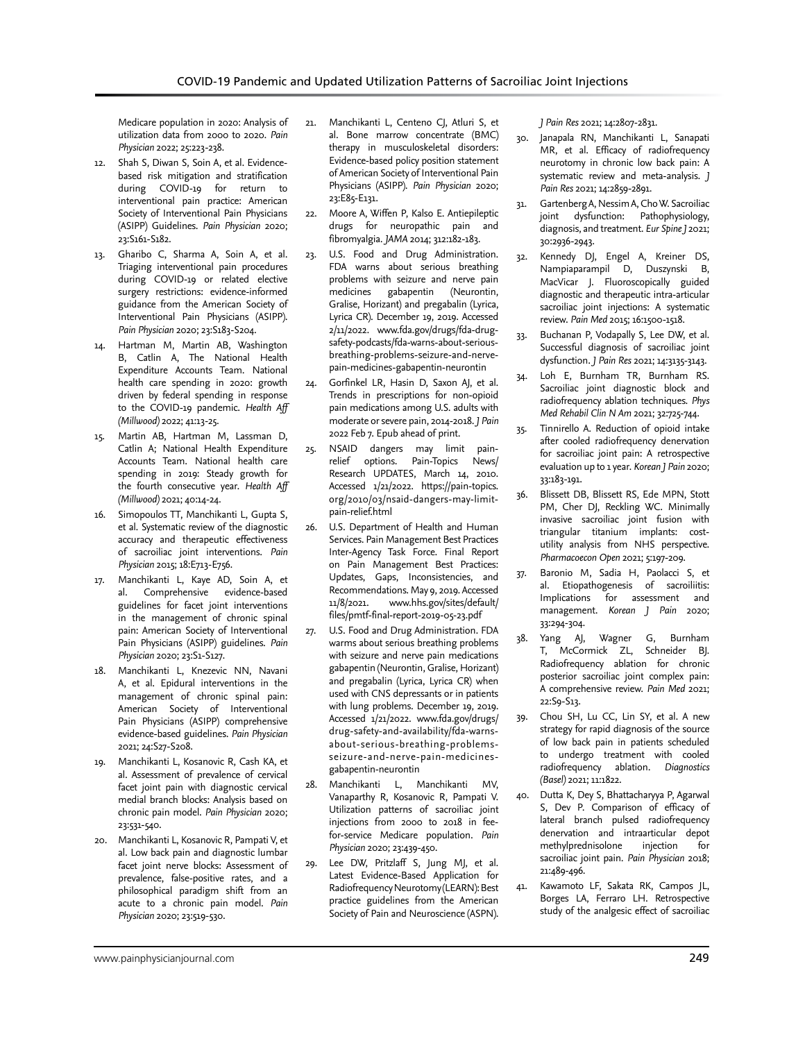Medicare population in 2020: Analysis of utilization data from 2000 to 2020. *Pain Physician* 2022; 25:223-238.

12. Shah S, Diwan S, Soin A, et al. Evidence-based risk mitigation and stratification during COVID-19 for return to interventional pain practice: American Society of Interventional Pain Physicians (ASIPP) Guidelines. *Pain Physician* 2020; 23:S161-S182.
13. Gharibo C, Sharma A, Soin A, et al. Triaging interventional pain procedures during COVID-19 or related elective surgery restrictions: evidence-informed guidance from the American Society of Interventional Pain Physicians (ASIPP). *Pain Physician* 2020; 23:S183-S204.
14. Hartman M, Martin AB, Washington B, Catlin A, The National Health Expenditure Accounts Team. National health care spending in 2020: growth driven by federal spending in response to the COVID-19 pandemic. *Health Aff (Millwood)* 2022; 41:13-25.
15. Martin AB, Hartman M, Lassman D, Catlin A; National Health Expenditure Accounts Team. National health care spending in 2019: Steady growth for the fourth consecutive year. *Health Aff (Millwood)* 2021; 40:14-24.
16. Simopoulos TT, Manchikanti L, Gupta S, et al. Systematic review of the diagnostic accuracy and therapeutic effectiveness of sacroiliac joint interventions. *Pain Physician* 2015; 18:E713-E756.
17. Manchikanti L, Kaye AD, Soin A, et al. Comprehensive evidence-based guidelines for facet joint interventions in the management of chronic spinal pain: American Society of Interventional Pain Physicians (ASIPP) guidelines. *Pain Physician* 2020; 23:S1-S127.
18. Manchikanti L, Knezevic NN, Navani A, et al. Epidural interventions in the management of chronic spinal pain: American Society of Interventional Pain Physicians (ASIPP) comprehensive evidence-based guidelines. *Pain Physician* 2021; 24:S27-S208.
19. Manchikanti L, Kosanovic R, Cash KA, et al. Assessment of prevalence of cervical facet joint pain with diagnostic cervical medial branch blocks: Analysis based on chronic pain model. *Pain Physician* 2020; 23:531-540.
20. Manchikanti L, Kosanovic R, Pampati V, et al. Low back pain and diagnostic lumbar facet joint nerve blocks: Assessment of prevalence, false-positive rates, and a philosophical paradigm shift from an acute to a chronic pain model. *Pain Physician* 2020; 23:519-530.
21. Manchikanti L, Centeno CJ, Atluri S, et al. Bone marrow concentrate (BMC) therapy in musculoskeletal disorders: Evidence-based policy position statement of American Society of Interventional Pain Physicians (ASIPP). *Pain Physician* 2020; 23:E85-E131.
22. Moore A, Wiffen P, Kalso E. Antiepileptic drugs for neuropathic pain and fibromyalgia. *JAMA* 2014; 312:182-183.
23. U.S. Food and Drug Administration. FDA warns about serious breathing problems with seizure and nerve pain medicines gabapentin (Neurontin, Gralise, Horizant) and pregabalin (Lyrica, Lyrica CR). December 19, 2019. Accessed 2/11/2022. www.fda.gov/drugs/fda-drug-safety-podcasts/fda-warns-about-serious-breathing-problems-seizure-and-nerve-pain-medicines-gabapentin-neurontin
24. Gorfinkel LR, Hasin D, Saxon AJ, et al. Trends in prescriptions for non-opioid pain medications among U.S. adults with moderate or severe pain, 2014-2018. *J Pain* 2022 Feb 7. Epub ahead of print.
25. NSAID dangers may limit pain-relief options. Pain-Topics News/ Research UPDATES, March 14, 2010. Accessed 1/21/2022. https://pain-topics.org/2010/03/nsaid-dangers-may-limit-pain-relief.html
26. U.S. Department of Health and Human Services. Pain Management Best Practices Inter-Agency Task Force. Final Report on Pain Management Best Practices: Updates, Gaps, Inconsistencies, and Recommendations. May 9, 2019. Accessed 11/8/2021. www.hhs.gov/sites/default/files/pmtf-final-report-2019-05-23.pdf
27. U.S. Food and Drug Administration. FDA warms about serious breathing problems with seizure and nerve pain medications gabapentin (Neurontin, Gralise, Horizant) and pregabalin (Lyrica, Lyrica CR) when used with CNS depressants or in patients with lung problems. December 19, 2019. Accessed 1/21/2022. www.fda.gov/drugs/drug-safety-and-availability/fda-warns-about-serious-breathing-problems-seizure-and-nerve-pain-medicines-gabapentin-neurontin
28. Manchikanti L, Manchikanti MV, Vanaparthy R, Kosanovic R, Pampati V. Utilization patterns of sacroiliac joint injections from 2000 to 2018 in fee-for-service Medicare population. *Pain Physician* 2020; 23:439-450.
29. Lee DW, Pritzlaff S, Jung MJ, et al. Latest Evidence-Based Application for Radiofrequency Neurotomy (LEARN): Best practice guidelines from the American Society of Pain and Neuroscience (ASPN). *J Pain Res* 2021; 14:2807-2831.
30. Janapala RN, Manchikanti L, Sanapati MR, et al. Efficacy of radiofrequency neurotomy in chronic low back pain: A systematic review and meta-analysis. *J Pain Res* 2021; 14:2859-2891.
31. Gartenberg A, Nessim A, Cho W. Sacroiliac joint dysfunction: Pathophysiology, diagnosis, and treatment. *Eur Spine J* 2021; 30:2936-2943.
32. Kennedy DJ, Engel A, Kreiner DS, Nampiaparampil D, Duszynski B, MacVicar J. Fluoroscopically guided diagnostic and therapeutic intra-articular sacroiliac joint injections: A systematic review. *Pain Med* 2015; 16:1500-1518.
33. Buchanan P, Vodapally S, Lee DW, et al. Successful diagnosis of sacroiliac joint dysfunction. *J Pain Res* 2021; 14:3135-3143.
34. Loh E, Burnham TR, Burnham RS. Sacroiliac joint diagnostic block and radiofrequency ablation techniques. *Phys Med Rehabil Clin N Am* 2021; 32:725-744.
35. Tinnirello A. Reduction of opioid intake after cooled radiofrequency denervation for sacroiliac joint pain: A retrospective evaluation up to 1 year. *Korean J Pain* 2020; 33:183-191.
36. Blissett DB, Blissett RS, Ede MPN, Stott PM, Cher DJ, Reckling WC. Minimally invasive sacroiliac joint fusion with triangular titanium implants: cost-utility analysis from NHS perspective. *Pharmacoecon Open* 2021; 5:197-209.
37. Baronio M, Sadia H, Paolacci S, et al. Etiopathogenesis of sacroiliitis: Implications for assessment and management. *Korean J Pain* 2020; 33:294-304.
38. Yang AJ, Wagner G, Burnham T, McCormick ZL, Schneider BJ. Radiofrequency ablation for chronic posterior sacroiliac joint complex pain: A comprehensive review. *Pain Med* 2021; 22:S9-S13.
39. Chou SH, Lu CC, Lin SY, et al. A new strategy for rapid diagnosis of the source of low back pain in patients scheduled to undergo treatment with cooled radiofrequency ablation. *Diagnostics (Basel)* 2021; 11:1822.
40. Dutta K, Dey S, Bhattacharyya P, Agarwal S, Dev P. Comparison of efficacy of lateral branch pulsed radiofrequency denervation and intraarticular depot methylprednisolone injection for sacroiliac joint pain. *Pain Physician* 2018; 21:489-496.
41. Kawamoto LF, Sakata RK, Campos JL, Borges LA, Ferraro LH. Retrospective study of the analgesic effect of sacroiliac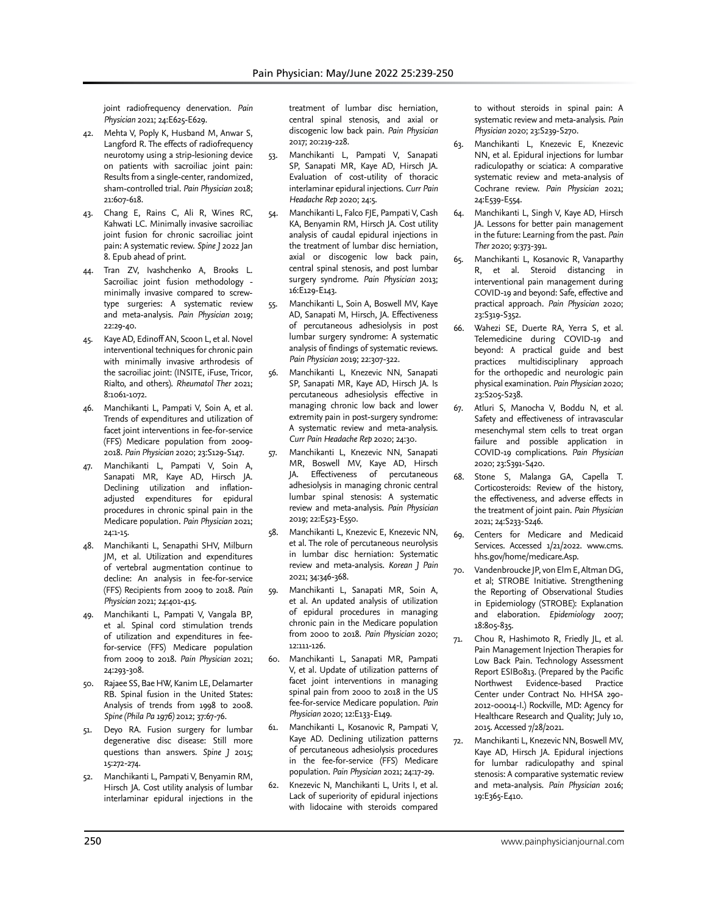joint radiofrequency denervation. *Pain Physician* 2021; 24:E625-E629.

42. Mehta V, Poply K, Husband M, Anwar S, Langford R. The effects of radiofrequency neurotomy using a strip-lesioning device on patients with sacroiliac joint pain: Results from a single-center, randomized, sham-controlled trial. *Pain Physician* 2018; 21:607-618.
43. Chang E, Rains C, Ali R, Wines RC, Kahwati LC. Minimally invasive sacroiliac joint fusion for chronic sacroiliac joint pain: A systematic review. *Spine J* 2022 Jan 8. Epub ahead of print.
44. Tran ZV, Ivashchenko A, Brooks L. Sacroiliac joint fusion methodology - minimally invasive compared to screw-type surgeries: A systematic review and meta-analysis. *Pain Physician* 2019; 22:29-40.
45. Kaye AD, Edinoff AN, Scoon L, et al. Novel interventional techniques for chronic pain with minimally invasive arthrodesis of the sacroiliac joint: (INSITE, iFuse, Tricor, Rialto, and others). *Rheumatol Ther* 2021; 8:1061-1072.
46. Manchikanti L, Pampati V, Soin A, et al. Trends of expenditures and utilization of facet joint interventions in fee-for-service (FFS) Medicare population from 2009-2018. *Pain Physician* 2020; 23:S129-S147.
47. Manchikanti L, Pampati V, Soin A, Sanapati MR, Kaye AD, Hirsch JA. Declining utilization and inflation-adjusted expenditures for epidural procedures in chronic spinal pain in the Medicare population. *Pain Physician* 2021; 24:1-15.
48. Manchikanti L, Senapathi SHV, Milburn JM, et al. Utilization and expenditures of vertebral augmentation continue to decline: An analysis in fee-for-service (FFS) Recipients from 2009 to 2018. *Pain Physician* 2021; 24:401-415.
49. Manchikanti L, Pampati V, Vangala BP, et al. Spinal cord stimulation trends of utilization and expenditures in fee-for-service (FFS) Medicare population from 2009 to 2018. *Pain Physician* 2021; 24:293-308.
50. Rajaee SS, Bae HW, Kanim LE, Delamarter RB. Spinal fusion in the United States: Analysis of trends from 1998 to 2008. *Spine (Phila Pa 1976)* 2012; 37:67-76.
51. Deyo RA. Fusion surgery for lumbar degenerative disc disease: Still more questions than answers. *Spine J* 2015; 15:272-274.
52. Manchikanti L, Pampati V, Benyamin RM, Hirsch JA. Cost utility analysis of lumbar interlaminar epidural injections in the treatment of lumbar disc herniation, central spinal stenosis, and axial or discogenic low back pain. *Pain Physician* 2017; 20:219-228.
53. Manchikanti L, Pampati V, Sanapati SP, Sanapati MR, Kaye AD, Hirsch JA. Evaluation of cost-utility of thoracic interlaminar epidural injections. *Curr Pain Headache Rep* 2020; 24:5.
54. Manchikanti L, Falco FJE, Pampati V, Cash KA, Benyamin RM, Hirsch JA. Cost utility analysis of caudal epidural injections in the treatment of lumbar disc herniation, axial or discogenic low back pain, central spinal stenosis, and post lumbar surgery syndrome. *Pain Physician* 2013; 16:E129-E143.
55. Manchikanti L, Soin A, Boswell MV, Kaye AD, Sanapati M, Hirsch, JA. Effectiveness of percutaneous adhesiolysis in post lumbar surgery syndrome: A systematic analysis of findings of systematic reviews. *Pain Physician* 2019; 22:307-322.
56. Manchikanti L, Knezevic NN, Sanapati SP, Sanapati MR, Kaye AD, Hirsch JA. Is percutaneous adhesiolysis effective in managing chronic low back and lower extremity pain in post-surgery syndrome: A systematic review and meta-analysis. *Curr Pain Headache Rep* 2020; 24:30.
57. Manchikanti L, Knezevic NN, Sanapati MR, Boswell MV, Kaye AD, Hirsch JA. Effectiveness of percutaneous adhesiolysis in managing chronic central lumbar spinal stenosis: A systematic review and meta-analysis. *Pain Physician* 2019; 22:E523-E550.
58. Manchikanti L, Knezevic E, Knezevic NN, et al. The role of percutaneous neurolysis in lumbar disc herniation: Systematic review and meta-analysis. *Korean J Pain* 2021; 34:346-368.
59. Manchikanti L, Sanapati MR, Soin A, et al. An updated analysis of utilization of epidural procedures in managing chronic pain in the Medicare population from 2000 to 2018. *Pain Physician* 2020; 12:111-126.
60. Manchikanti L, Sanapati MR, Pampati V, et al. Update of utilization patterns of facet joint interventions in managing spinal pain from 2000 to 2018 in the US fee-for-service Medicare population. *Pain Physician* 2020; 12:E133-E149.
61. Manchikanti L, Kosanovic R, Pampati V, Kaye AD. Declining utilization patterns of percutaneous adhesiolysis procedures in the fee-for-service (FFS) Medicare population. *Pain Physician* 2021; 24:17-29.
62. Knezevic N, Manchikanti L, Urits I, et al. Lack of superiority of epidural injections with lidocaine with steroids compared to without steroids in spinal pain: A systematic review and meta-analysis. *Pain Physician* 2020; 23:S239-S270.
63. Manchikanti L, Knezevic E, Knezevic NN, et al. Epidural injections for lumbar radiculopathy or sciatica: A comparative systematic review and meta-analysis of Cochrane review. *Pain Physician* 2021; 24:E539-E554.
64. Manchikanti L, Singh V, Kaye AD, Hirsch JA. Lessons for better pain management in the future: Learning from the past. *Pain Ther* 2020; 9:373-391.
65. Manchikanti L, Kosanovic R, Vanaparthy R, et al. Steroid distancing in interventional pain management during COVID-19 and beyond: Safe, effective and practical approach. *Pain Physician* 2020; 23:S319-S352.
66. Wahezi SE, Duerte RA, Yerra S, et al. Telemedicine during COVID-19 and beyond: A practical guide and best practices multidisciplinary approach for the orthopedic and neurologic pain physical examination. *Pain Physician* 2020; 23:S205-S238.
67. Atluri S, Manocha V, Boddu N, et al. Safety and effectiveness of intravascular mesenchymal stem cells to treat organ failure and possible application in COVID-19 complications. *Pain Physician* 2020; 23:S391-S420.
68. Stone S, Malanga GA, Capella T. Corticosteroids: Review of the history, the effectiveness, and adverse effects in the treatment of joint pain. *Pain Physician* 2021; 24:S233-S246.
69. Centers for Medicare and Medicaid Services. Accessed 1/21/2022. www.cms.hhs.gov/home/medicare.Asp.
70. Vandenbroucke JP, von Elm E, Altman DG, et al; STROBE Initiative. Strengthening the Reporting of Observational Studies in Epidemiology (STROBE): Explanation and elaboration. *Epidemiology* 2007; 18:805-835.
71. Chou R, Hashimoto R, Friedly JL, et al. Pain Management Injection Therapies for Low Back Pain. Technology Assessment Report ESIB0813. (Prepared by the Pacific Northwest Evidence-based Practice Center under Contract No. HHSA 290-2012-00014-I.) Rockville, MD: Agency for Healthcare Research and Quality; July 10, 2015. Accessed 7/28/2021.
72. Manchikanti L, Knezevic NN, Boswell MV, Kaye AD, Hirsch JA. Epidural injections for lumbar radiculopathy and spinal stenosis: A comparative systematic review and meta-analysis. *Pain Physician* 2016; 19:E365-E410.